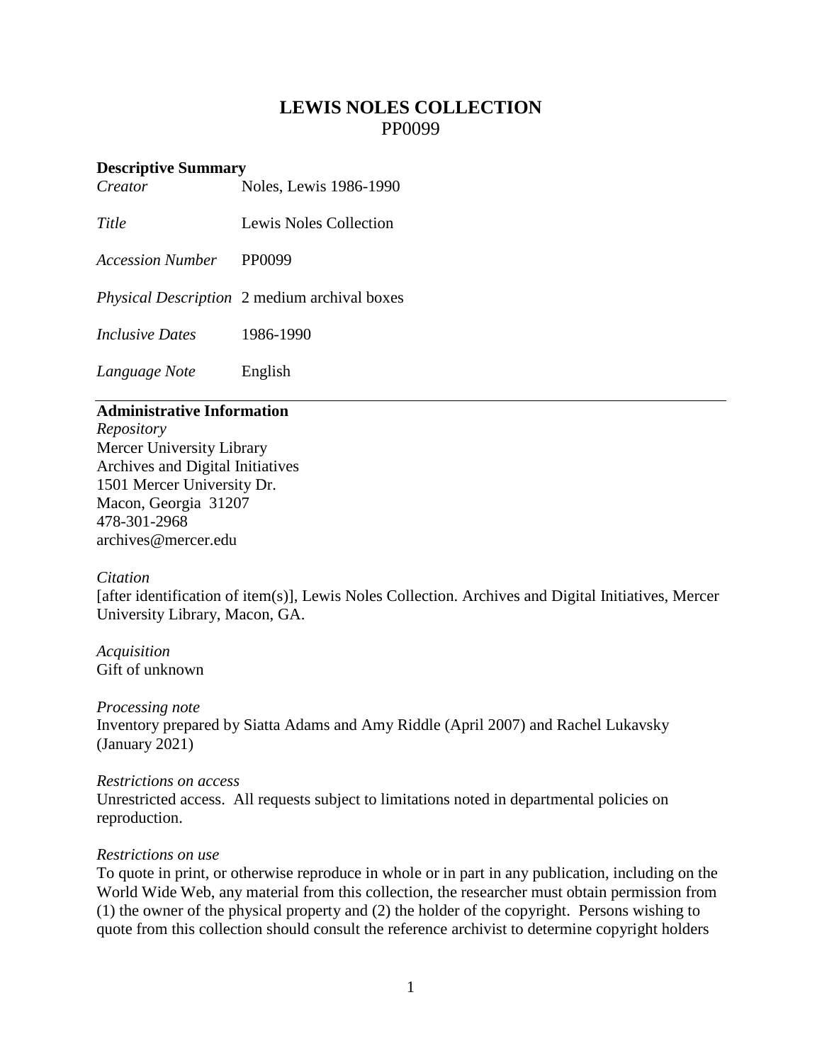# LEWIS NOLES COLLECTION
PP0099

## Descriptive Summary

| | |
|---|---|
| *Creator* | Noles, Lewis 1986-1990 |
| *Title* | Lewis Noles Collection |
| *Accession Number* | PP0099 |
| *Physical Description* | 2 medium archival boxes |
| *Inclusive Dates* | 1986-1990 |
| *Language Note* | English |

---

## Administrative Information

*Repository*
Mercer University Library
Archives and Digital Initiatives
1501 Mercer University Dr.
Macon, Georgia 31207
478-301-2968
archives@mercer.edu

*Citation*
[after identification of item(s)], Lewis Noles Collection. Archives and Digital Initiatives, Mercer University Library, Macon, GA.

*Acquisition*
Gift of unknown

*Processing note*
Inventory prepared by Siatta Adams and Amy Riddle (April 2007) and Rachel Lukavsky (January 2021)

*Restrictions on access*
Unrestricted access. All requests subject to limitations noted in departmental policies on reproduction.

*Restrictions on use*
To quote in print, or otherwise reproduce in whole or in part in any publication, including on the World Wide Web, any material from this collection, the researcher must obtain permission from (1) the owner of the physical property and (2) the holder of the copyright. Persons wishing to quote from this collection should consult the reference archivist to determine copyright holders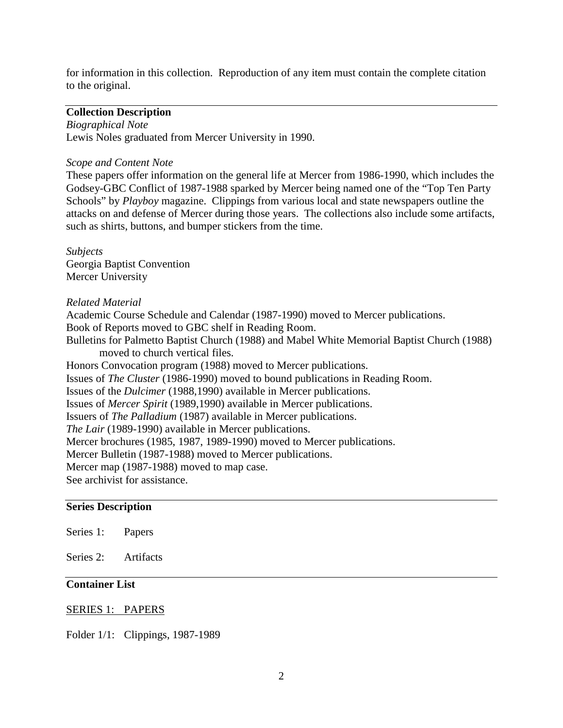for information in this collection. Reproduction of any item must contain the complete citation to the original.

## Collection Description

*Biographical Note*

Lewis Noles graduated from Mercer University in 1990.

*Scope and Content Note*

These papers offer information on the general life at Mercer from 1986-1990, which includes the Godsey-GBC Conflict of 1987-1988 sparked by Mercer being named one of the "Top Ten Party Schools" by *Playboy* magazine. Clippings from various local and state newspapers outline the attacks on and defense of Mercer during those years. The collections also include some artifacts, such as shirts, buttons, and bumper stickers from the time.

*Subjects*

Georgia Baptist Convention
Mercer University

*Related Material*

Academic Course Schedule and Calendar (1987-1990) moved to Mercer publications.
Book of Reports moved to GBC shelf in Reading Room.
Bulletins for Palmetto Baptist Church (1988) and Mabel White Memorial Baptist Church (1988) moved to church vertical files.
Honors Convocation program (1988) moved to Mercer publications.
Issues of *The Cluster* (1986-1990) moved to bound publications in Reading Room.
Issues of the *Dulcimer* (1988,1990) available in Mercer publications.
Issues of *Mercer Spirit* (1989,1990) available in Mercer publications.
Issuers of *The Palladium* (1987) available in Mercer publications.
*The Lair* (1989-1990) available in Mercer publications.
Mercer brochures (1985, 1987, 1989-1990) moved to Mercer publications.
Mercer Bulletin (1987-1988) moved to Mercer publications.
Mercer map (1987-1988) moved to map case.
See archivist for assistance.

## Series Description

Series 1: Papers

Series 2: Artifacts

## Container List

SERIES 1: PAPERS

Folder 1/1: Clippings, 1987-1989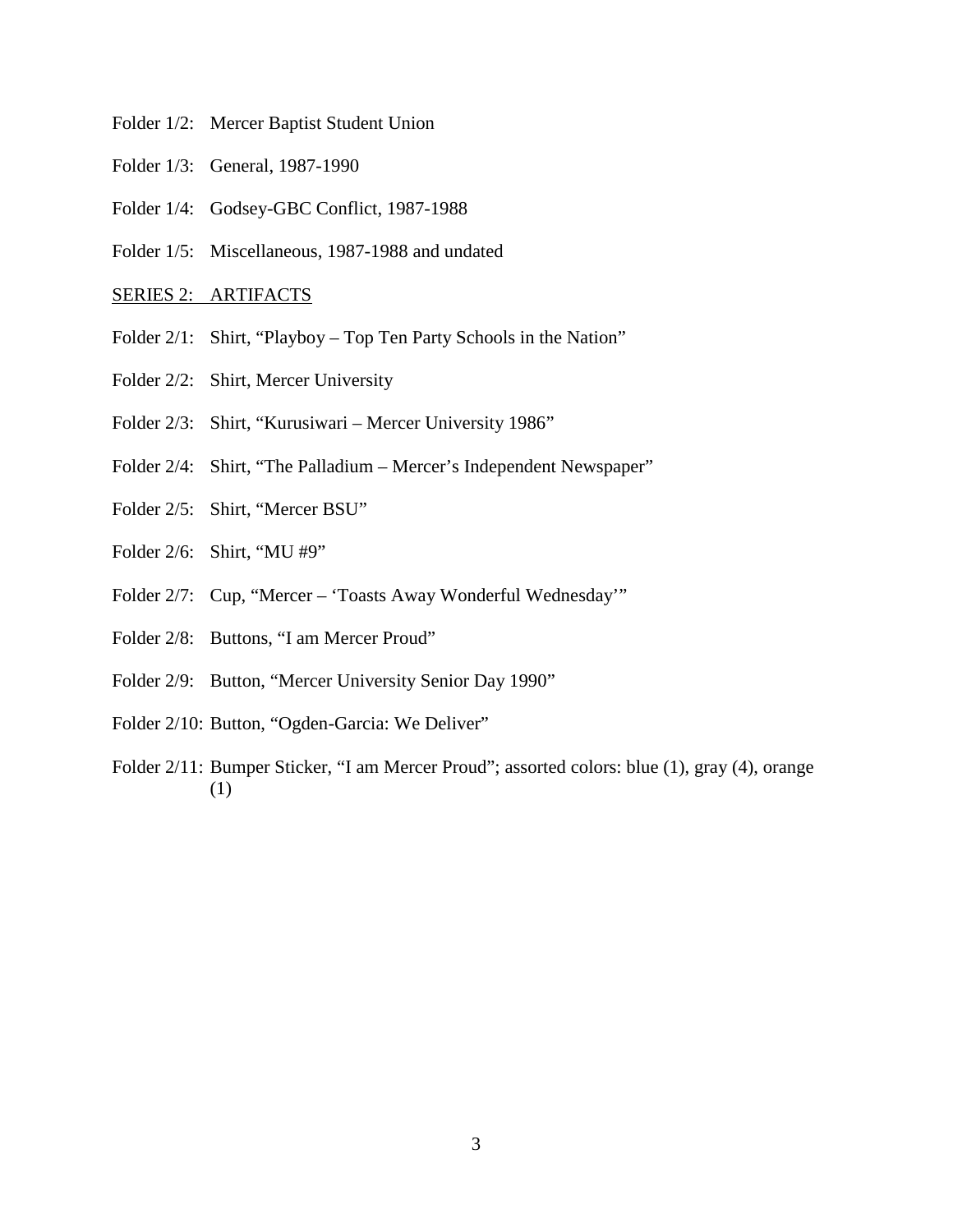Folder 1/2: Mercer Baptist Student Union

Folder 1/3: General, 1987-1990

Folder 1/4: Godsey-GBC Conflict, 1987-1988

Folder 1/5: Miscellaneous, 1987-1988 and undated

SERIES 2: ARTIFACTS

Folder 2/1: Shirt, "Playboy – Top Ten Party Schools in the Nation"

Folder 2/2: Shirt, Mercer University

Folder 2/3: Shirt, "Kurusiwari – Mercer University 1986"

Folder 2/4: Shirt, "The Palladium – Mercer's Independent Newspaper"

Folder 2/5: Shirt, "Mercer BSU"

Folder 2/6: Shirt, "MU #9"

Folder 2/7: Cup, "Mercer – 'Toasts Away Wonderful Wednesday'"

Folder 2/8: Buttons, "I am Mercer Proud"

Folder 2/9: Button, "Mercer University Senior Day 1990"

Folder 2/10: Button, "Ogden-Garcia: We Deliver"

Folder 2/11: Bumper Sticker, "I am Mercer Proud"; assorted colors: blue (1), gray (4), orange (1)